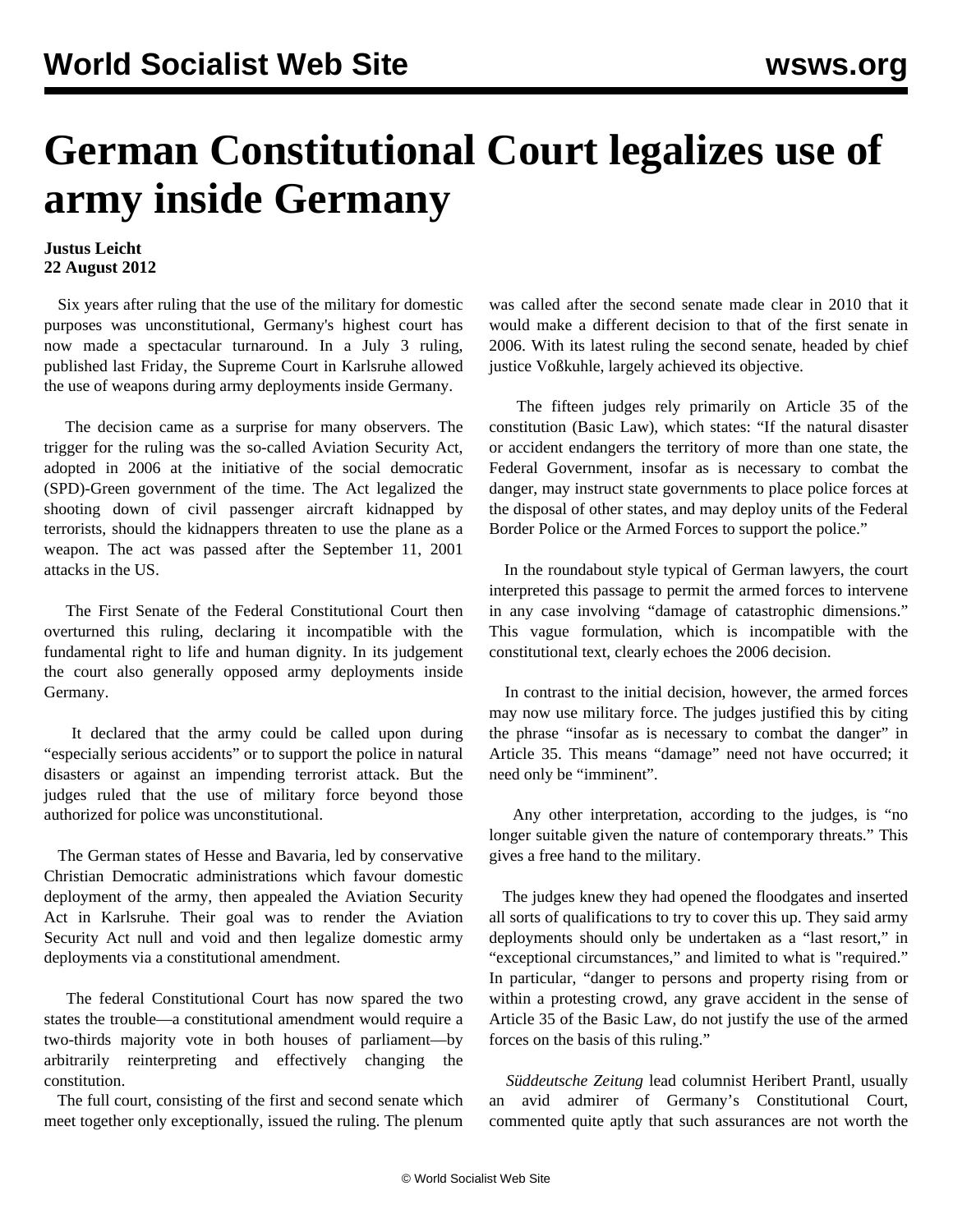# German Constitutional Court legalizes use of army inside Germany

**Justus Leicht**
**22 August 2012**

Six years after ruling that the use of the military for domestic purposes was unconstitutional, Germany's highest court has now made a spectacular turnaround. In a July 3 ruling, published last Friday, the Supreme Court in Karlsruhe allowed the use of weapons during army deployments inside Germany.

The decision came as a surprise for many observers. The trigger for the ruling was the so-called Aviation Security Act, adopted in 2006 at the initiative of the social democratic (SPD)-Green government of the time. The Act legalized the shooting down of civil passenger aircraft kidnapped by terrorists, should the kidnappers threaten to use the plane as a weapon. The act was passed after the September 11, 2001 attacks in the US.

The First Senate of the Federal Constitutional Court then overturned this ruling, declaring it incompatible with the fundamental right to life and human dignity. In its judgement the court also generally opposed army deployments inside Germany.

It declared that the army could be called upon during "especially serious accidents" or to support the police in natural disasters or against an impending terrorist attack. But the judges ruled that the use of military force beyond those authorized for police was unconstitutional.

The German states of Hesse and Bavaria, led by conservative Christian Democratic administrations which favour domestic deployment of the army, then appealed the Aviation Security Act in Karlsruhe. Their goal was to render the Aviation Security Act null and void and then legalize domestic army deployments via a constitutional amendment.

The federal Constitutional Court has now spared the two states the trouble—a constitutional amendment would require a two-thirds majority vote in both houses of parliament—by arbitrarily reinterpreting and effectively changing the constitution.

The full court, consisting of the first and second senate which meet together only exceptionally, issued the ruling. The plenum was called after the second senate made clear in 2010 that it would make a different decision to that of the first senate in 2006. With its latest ruling the second senate, headed by chief justice Voßkuhle, largely achieved its objective.

The fifteen judges rely primarily on Article 35 of the constitution (Basic Law), which states: "If the natural disaster or accident endangers the territory of more than one state, the Federal Government, insofar as is necessary to combat the danger, may instruct state governments to place police forces at the disposal of other states, and may deploy units of the Federal Border Police or the Armed Forces to support the police."

In the roundabout style typical of German lawyers, the court interpreted this passage to permit the armed forces to intervene in any case involving "damage of catastrophic dimensions." This vague formulation, which is incompatible with the constitutional text, clearly echoes the 2006 decision.

In contrast to the initial decision, however, the armed forces may now use military force. The judges justified this by citing the phrase "insofar as is necessary to combat the danger" in Article 35. This means "damage" need not have occurred; it need only be "imminent".

Any other interpretation, according to the judges, is "no longer suitable given the nature of contemporary threats." This gives a free hand to the military.

The judges knew they had opened the floodgates and inserted all sorts of qualifications to try to cover this up. They said army deployments should only be undertaken as a "last resort," in "exceptional circumstances," and limited to what is "required." In particular, "danger to persons and property rising from or within a protesting crowd, any grave accident in the sense of Article 35 of the Basic Law, do not justify the use of the armed forces on the basis of this ruling."

*Süddeutsche Zeitung* lead columnist Heribert Prantl, usually an avid admirer of Germany's Constitutional Court, commented quite aptly that such assurances are not worth the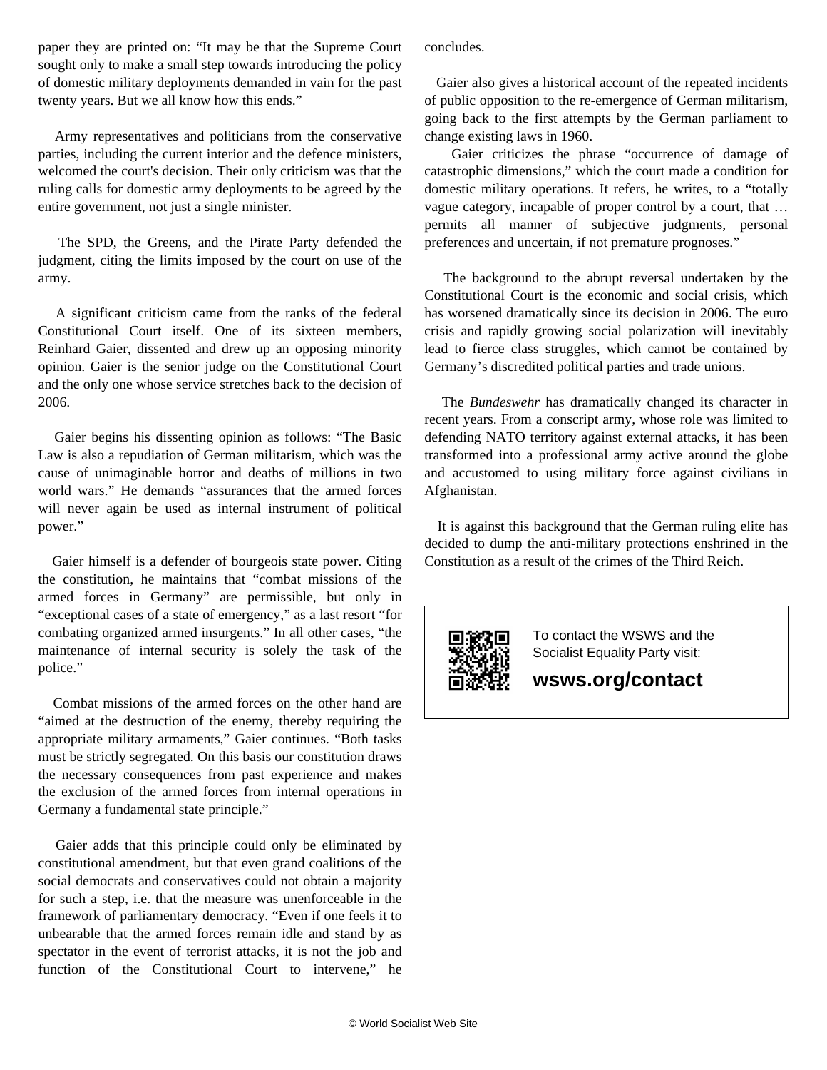paper they are printed on: "It may be that the Supreme Court sought only to make a small step towards introducing the policy of domestic military deployments demanded in vain for the past twenty years. But we all know how this ends."

Army representatives and politicians from the conservative parties, including the current interior and the defence ministers, welcomed the court's decision. Their only criticism was that the ruling calls for domestic army deployments to be agreed by the entire government, not just a single minister.

The SPD, the Greens, and the Pirate Party defended the judgment, citing the limits imposed by the court on use of the army.

A significant criticism came from the ranks of the federal Constitutional Court itself. One of its sixteen members, Reinhard Gaier, dissented and drew up an opposing minority opinion. Gaier is the senior judge on the Constitutional Court and the only one whose service stretches back to the decision of 2006.

Gaier begins his dissenting opinion as follows: "The Basic Law is also a repudiation of German militarism, which was the cause of unimaginable horror and deaths of millions in two world wars." He demands "assurances that the armed forces will never again be used as internal instrument of political power."

Gaier himself is a defender of bourgeois state power. Citing the constitution, he maintains that "combat missions of the armed forces in Germany" are permissible, but only in "exceptional cases of a state of emergency," as a last resort "for combating organized armed insurgents." In all other cases, "the maintenance of internal security is solely the task of the police."

Combat missions of the armed forces on the other hand are "aimed at the destruction of the enemy, thereby requiring the appropriate military armaments," Gaier continues. "Both tasks must be strictly segregated. On this basis our constitution draws the necessary consequences from past experience and makes the exclusion of the armed forces from internal operations in Germany a fundamental state principle."

Gaier adds that this principle could only be eliminated by constitutional amendment, but that even grand coalitions of the social democrats and conservatives could not obtain a majority for such a step, i.e. that the measure was unenforceable in the framework of parliamentary democracy. "Even if one feels it to unbearable that the armed forces remain idle and stand by as spectator in the event of terrorist attacks, it is not the job and function of the Constitutional Court to intervene," he concludes.

Gaier also gives a historical account of the repeated incidents of public opposition to the re-emergence of German militarism, going back to the first attempts by the German parliament to change existing laws in 1960.

Gaier criticizes the phrase "occurrence of damage of catastrophic dimensions," which the court made a condition for domestic military operations. It refers, he writes, to a "totally vague category, incapable of proper control by a court, that … permits all manner of subjective judgments, personal preferences and uncertain, if not premature prognoses."

The background to the abrupt reversal undertaken by the Constitutional Court is the economic and social crisis, which has worsened dramatically since its decision in 2006. The euro crisis and rapidly growing social polarization will inevitably lead to fierce class struggles, which cannot be contained by Germany's discredited political parties and trade unions.

The *Bundeswehr* has dramatically changed its character in recent years. From a conscript army, whose role was limited to defending NATO territory against external attacks, it has been transformed into a professional army active around the globe and accustomed to using military force against civilians in Afghanistan.

It is against this background that the German ruling elite has decided to dump the anti-military protections enshrined in the Constitution as a result of the crimes of the Third Reich.

To contact the WSWS and the Socialist Equality Party visit:

**wsws.org/contact**